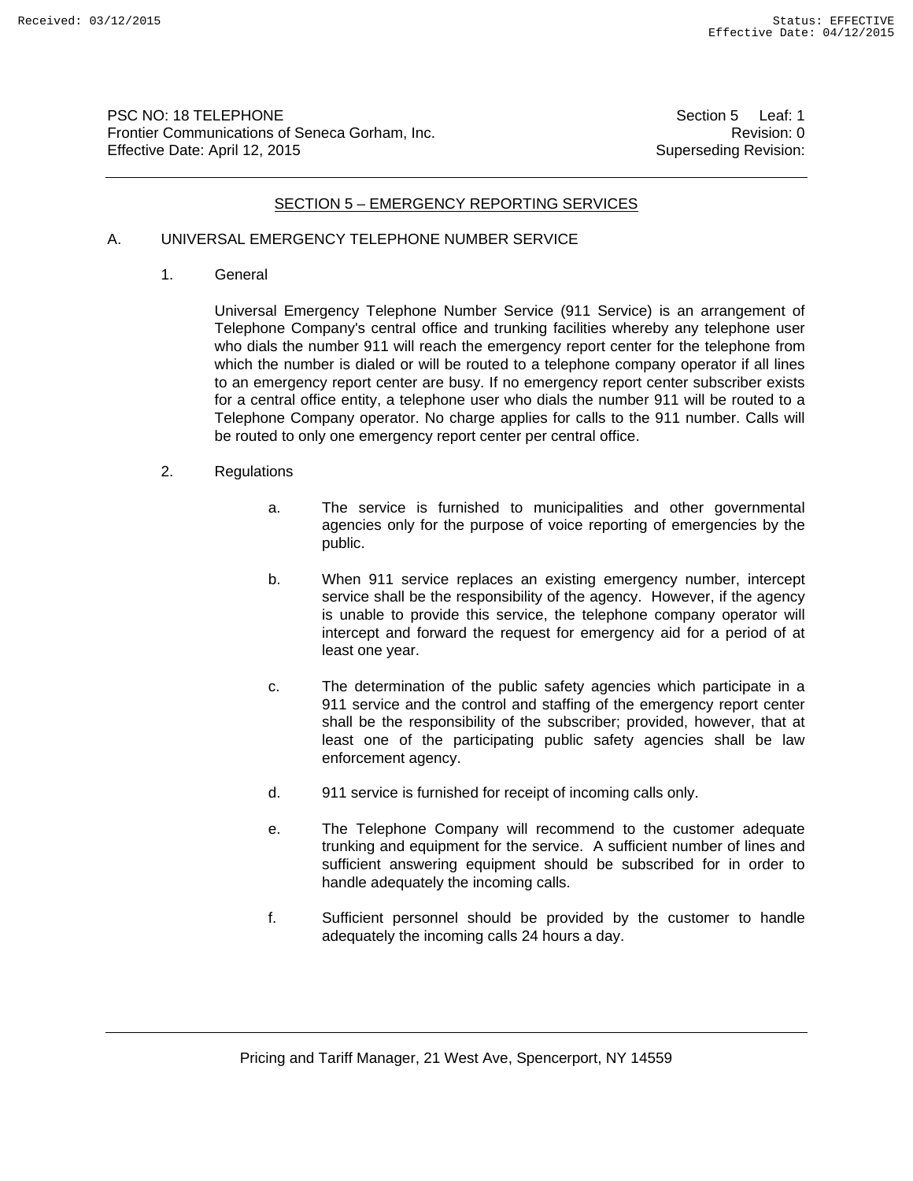PSC NO: 18 TELEPHONE Section 5 Leaf: 1
Frontier Communications of Seneca Gorham, Inc. Revision: 0
Effective Date: April 12, 2015 Superseding Revision:

## SECTION 5 – EMERGENCY REPORTING SERVICES

### A. UNIVERSAL EMERGENCY TELEPHONE NUMBER SERVICE

1. General

   Universal Emergency Telephone Number Service (911 Service) is an arrangement of Telephone Company's central office and trunking facilities whereby any telephone user who dials the number 911 will reach the emergency report center for the telephone from which the number is dialed or will be routed to a telephone company operator if all lines to an emergency report center are busy. If no emergency report center subscriber exists for a central office entity, a telephone user who dials the number 911 will be routed to a Telephone Company operator. No charge applies for calls to the 911 number. Calls will be routed to only one emergency report center per central office.

2. Regulations

   a. The service is furnished to municipalities and other governmental agencies only for the purpose of voice reporting of emergencies by the public.

   b. When 911 service replaces an existing emergency number, intercept service shall be the responsibility of the agency. However, if the agency is unable to provide this service, the telephone company operator will intercept and forward the request for emergency aid for a period of at least one year.

   c. The determination of the public safety agencies which participate in a 911 service and the control and staffing of the emergency report center shall be the responsibility of the subscriber; provided, however, that at least one of the participating public safety agencies shall be law enforcement agency.

   d. 911 service is furnished for receipt of incoming calls only.

   e. The Telephone Company will recommend to the customer adequate trunking and equipment for the service. A sufficient number of lines and sufficient answering equipment should be subscribed for in order to handle adequately the incoming calls.

   f. Sufficient personnel should be provided by the customer to handle adequately the incoming calls 24 hours a day.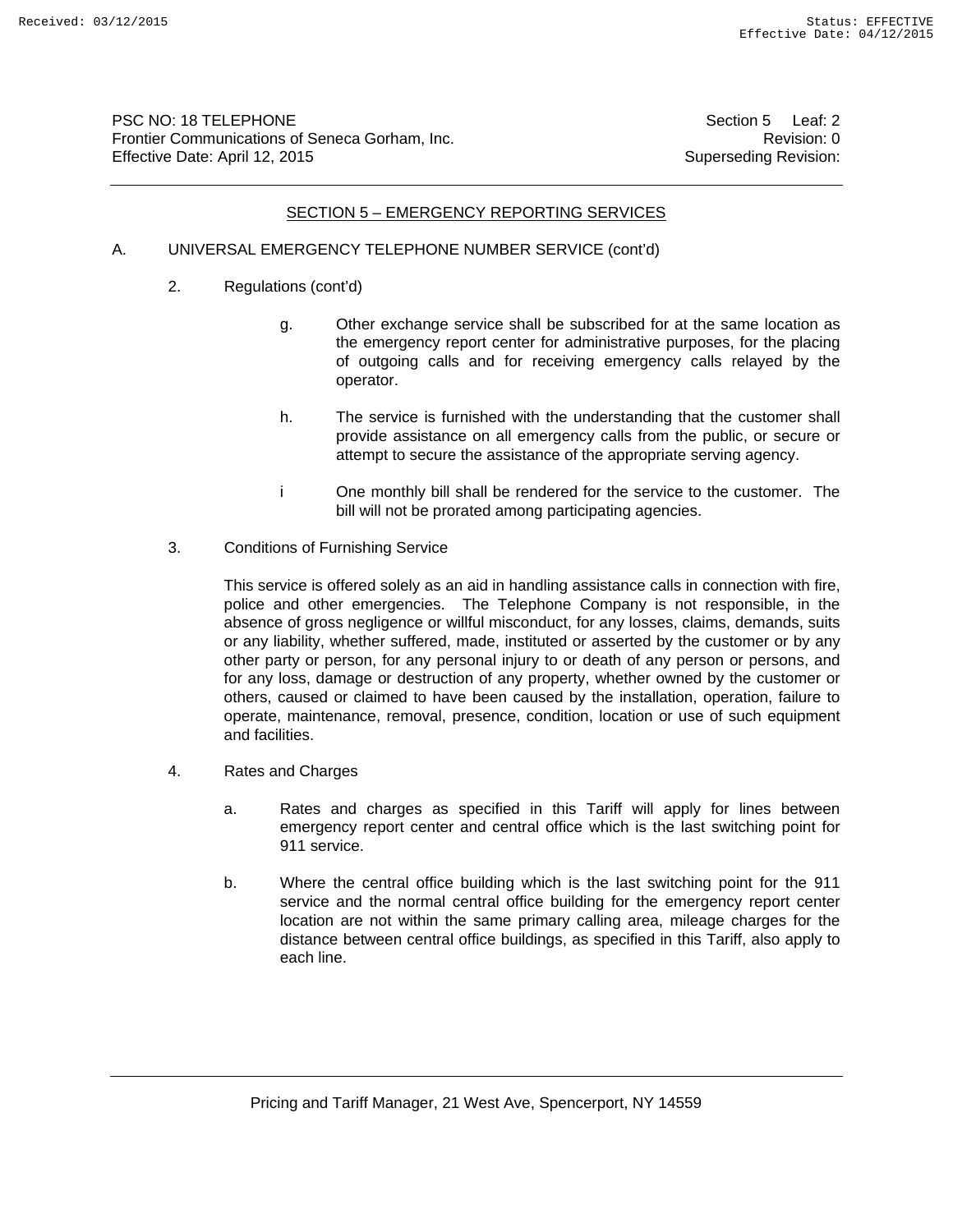## SECTION 5 – EMERGENCY REPORTING SERVICES

A. UNIVERSAL EMERGENCY TELEPHONE NUMBER SERVICE (cont'd)

2. Regulations (cont'd)

   g. Other exchange service shall be subscribed for at the same location as the emergency report center for administrative purposes, for the placing of outgoing calls and for receiving emergency calls relayed by the operator.

   h. The service is furnished with the understanding that the customer shall provide assistance on all emergency calls from the public, or secure or attempt to secure the assistance of the appropriate serving agency.

   i One monthly bill shall be rendered for the service to the customer. The bill will not be prorated among participating agencies.

3. Conditions of Furnishing Service

   This service is offered solely as an aid in handling assistance calls in connection with fire, police and other emergencies. The Telephone Company is not responsible, in the absence of gross negligence or willful misconduct, for any losses, claims, demands, suits or any liability, whether suffered, made, instituted or asserted by the customer or by any other party or person, for any personal injury to or death of any person or persons, and for any loss, damage or destruction of any property, whether owned by the customer or others, caused or claimed to have been caused by the installation, operation, failure to operate, maintenance, removal, presence, condition, location or use of such equipment and facilities.

4. Rates and Charges

   a. Rates and charges as specified in this Tariff will apply for lines between emergency report center and central office which is the last switching point for 911 service.

   b. Where the central office building which is the last switching point for the 911 service and the normal central office building for the emergency report center location are not within the same primary calling area, mileage charges for the distance between central office buildings, as specified in this Tariff, also apply to each line.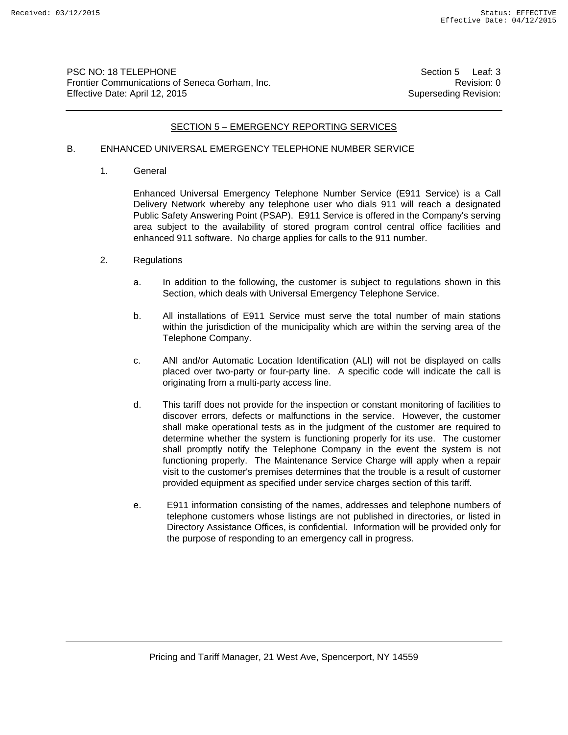## SECTION 5 – EMERGENCY REPORTING SERVICES

### B. ENHANCED UNIVERSAL EMERGENCY TELEPHONE NUMBER SERVICE

1. General

   Enhanced Universal Emergency Telephone Number Service (E911 Service) is a Call Delivery Network whereby any telephone user who dials 911 will reach a designated Public Safety Answering Point (PSAP). E911 Service is offered in the Company's serving area subject to the availability of stored program control central office facilities and enhanced 911 software. No charge applies for calls to the 911 number.

2. Regulations

   a. In addition to the following, the customer is subject to regulations shown in this Section, which deals with Universal Emergency Telephone Service.

   b. All installations of E911 Service must serve the total number of main stations within the jurisdiction of the municipality which are within the serving area of the Telephone Company.

   c. ANI and/or Automatic Location Identification (ALI) will not be displayed on calls placed over two-party or four-party line. A specific code will indicate the call is originating from a multi-party access line.

   d. This tariff does not provide for the inspection or constant monitoring of facilities to discover errors, defects or malfunctions in the service. However, the customer shall make operational tests as in the judgment of the customer are required to determine whether the system is functioning properly for its use. The customer shall promptly notify the Telephone Company in the event the system is not functioning properly. The Maintenance Service Charge will apply when a repair visit to the customer's premises determines that the trouble is a result of customer provided equipment as specified under service charges section of this tariff.

   e. E911 information consisting of the names, addresses and telephone numbers of telephone customers whose listings are not published in directories, or listed in Directory Assistance Offices, is confidential. Information will be provided only for the purpose of responding to an emergency call in progress.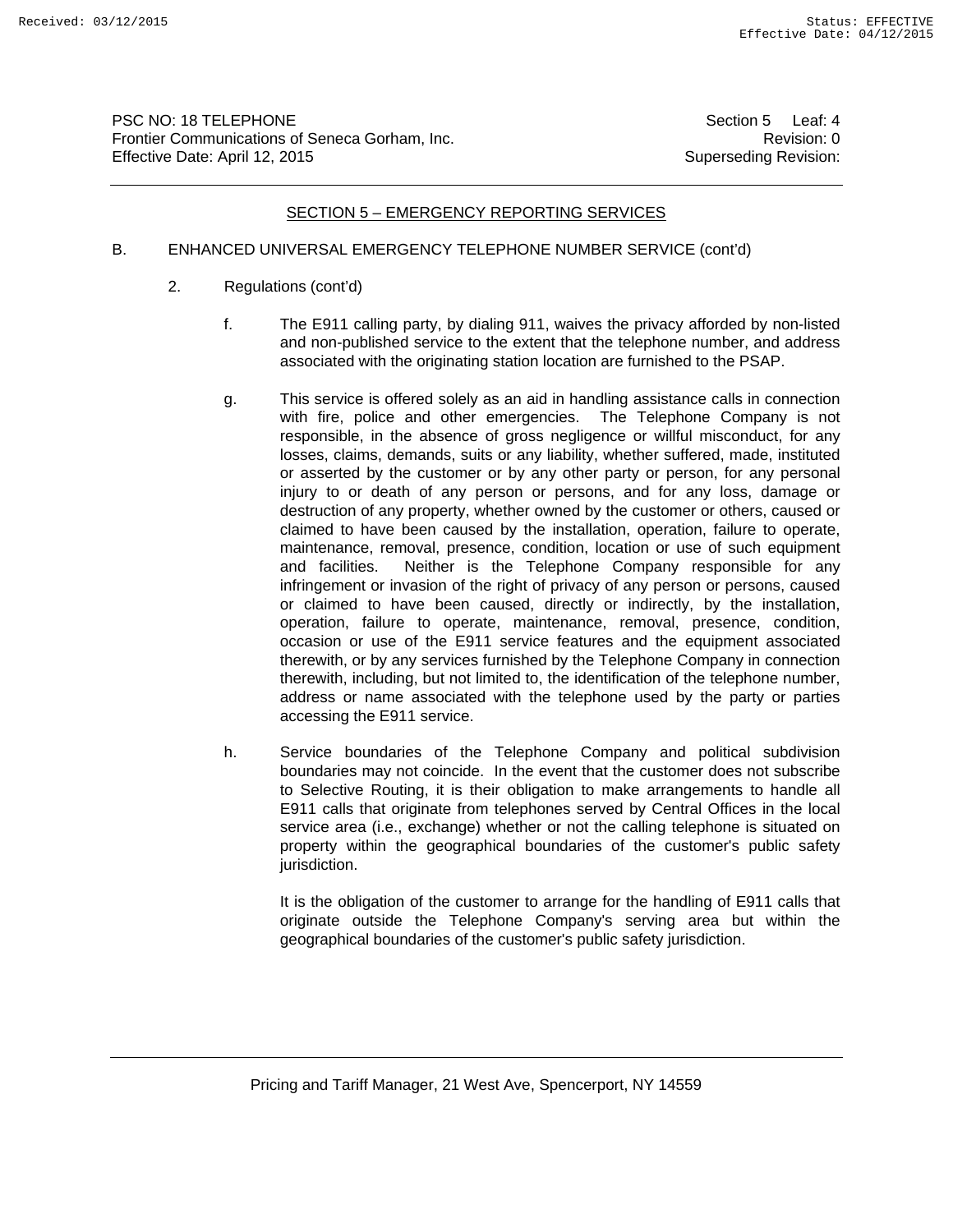## SECTION 5 – EMERGENCY REPORTING SERVICES

B. ENHANCED UNIVERSAL EMERGENCY TELEPHONE NUMBER SERVICE (cont'd)

2. Regulations (cont'd)

f. The E911 calling party, by dialing 911, waives the privacy afforded by non-listed and non-published service to the extent that the telephone number, and address associated with the originating station location are furnished to the PSAP.

g. This service is offered solely as an aid in handling assistance calls in connection with fire, police and other emergencies. The Telephone Company is not responsible, in the absence of gross negligence or willful misconduct, for any losses, claims, demands, suits or any liability, whether suffered, made, instituted or asserted by the customer or by any other party or person, for any personal injury to or death of any person or persons, and for any loss, damage or destruction of any property, whether owned by the customer or others, caused or claimed to have been caused by the installation, operation, failure to operate, maintenance, removal, presence, condition, location or use of such equipment and facilities. Neither is the Telephone Company responsible for any infringement or invasion of the right of privacy of any person or persons, caused or claimed to have been caused, directly or indirectly, by the installation, operation, failure to operate, maintenance, removal, presence, condition, occasion or use of the E911 service features and the equipment associated therewith, or by any services furnished by the Telephone Company in connection therewith, including, but not limited to, the identification of the telephone number, address or name associated with the telephone used by the party or parties accessing the E911 service.

h. Service boundaries of the Telephone Company and political subdivision boundaries may not coincide. In the event that the customer does not subscribe to Selective Routing, it is their obligation to make arrangements to handle all E911 calls that originate from telephones served by Central Offices in the local service area (i.e., exchange) whether or not the calling telephone is situated on property within the geographical boundaries of the customer's public safety jurisdiction.

It is the obligation of the customer to arrange for the handling of E911 calls that originate outside the Telephone Company's serving area but within the geographical boundaries of the customer's public safety jurisdiction.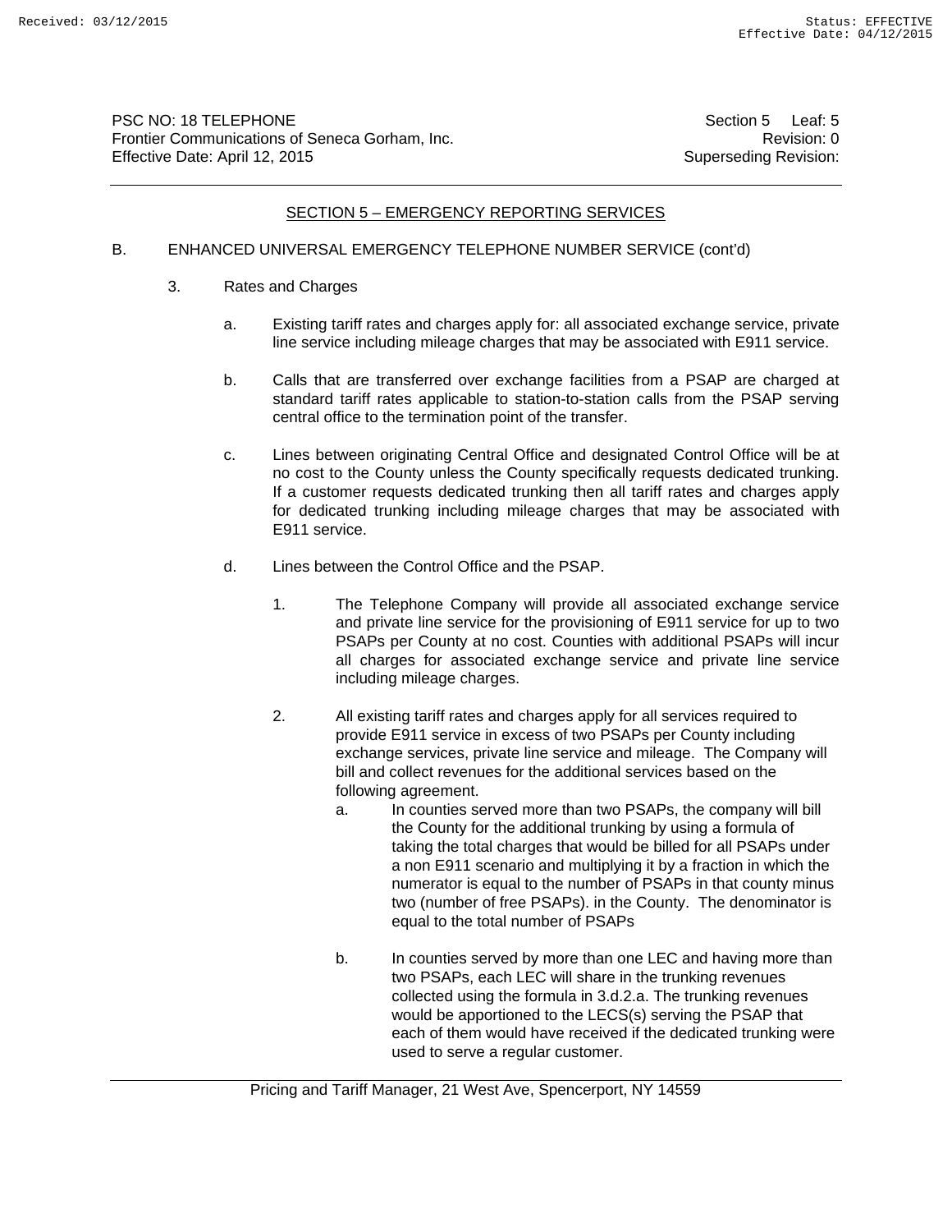## SECTION 5 – EMERGENCY REPORTING SERVICES

B. ENHANCED UNIVERSAL EMERGENCY TELEPHONE NUMBER SERVICE (cont'd)

3. Rates and Charges

   a. Existing tariff rates and charges apply for: all associated exchange service, private line service including mileage charges that may be associated with E911 service.

   b. Calls that are transferred over exchange facilities from a PSAP are charged at standard tariff rates applicable to station-to-station calls from the PSAP serving central office to the termination point of the transfer.

   c. Lines between originating Central Office and designated Control Office will be at no cost to the County unless the County specifically requests dedicated trunking. If a customer requests dedicated trunking then all tariff rates and charges apply for dedicated trunking including mileage charges that may be associated with E911 service.

   d. Lines between the Control Office and the PSAP.

      1. The Telephone Company will provide all associated exchange service and private line service for the provisioning of E911 service for up to two PSAPs per County at no cost. Counties with additional PSAPs will incur all charges for associated exchange service and private line service including mileage charges.

      2. All existing tariff rates and charges apply for all services required to provide E911 service in excess of two PSAPs per County including exchange services, private line service and mileage. The Company will bill and collect revenues for the additional services based on the following agreement.

         a. In counties served more than two PSAPs, the company will bill the County for the additional trunking by using a formula of taking the total charges that would be billed for all PSAPs under a non E911 scenario and multiplying it by a fraction in which the numerator is equal to the number of PSAPs in that county minus two (number of free PSAPs). in the County. The denominator is equal to the total number of PSAPs

         b. In counties served by more than one LEC and having more than two PSAPs, each LEC will share in the trunking revenues collected using the formula in 3.d.2.a. The trunking revenues would be apportioned to the LECS(s) serving the PSAP that each of them would have received if the dedicated trunking were used to serve a regular customer.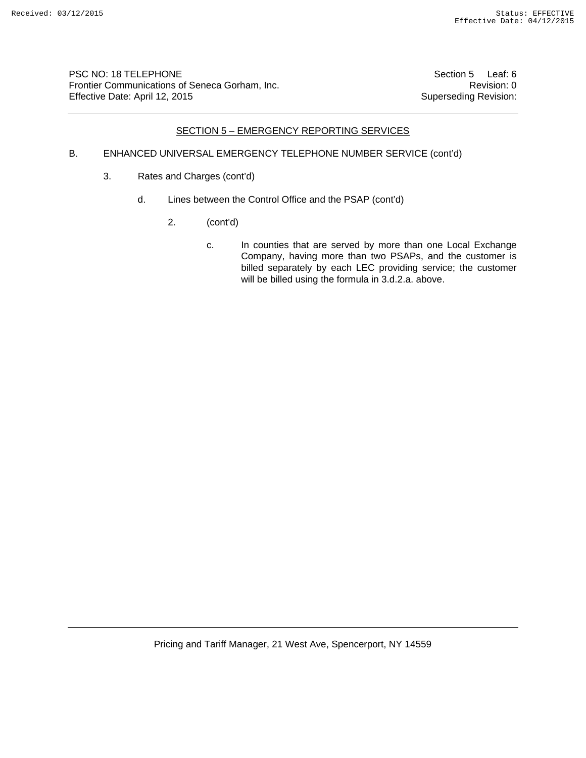PSC NO: 18 TELEPHONE
Frontier Communications of Seneca Gorham, Inc.
Effective Date: April 12, 2015

Section 5 Leaf: 6
Revision: 0
Superseding Revision:

## SECTION 5 – EMERGENCY REPORTING SERVICES

B. ENHANCED UNIVERSAL EMERGENCY TELEPHONE NUMBER SERVICE (cont'd)

3. Rates and Charges (cont'd)

d. Lines between the Control Office and the PSAP (cont'd)

2. (cont'd)

c. In counties that are served by more than one Local Exchange Company, having more than two PSAPs, and the customer is billed separately by each LEC providing service; the customer will be billed using the formula in 3.d.2.a. above.

Pricing and Tariff Manager, 21 West Ave, Spencerport, NY 14559